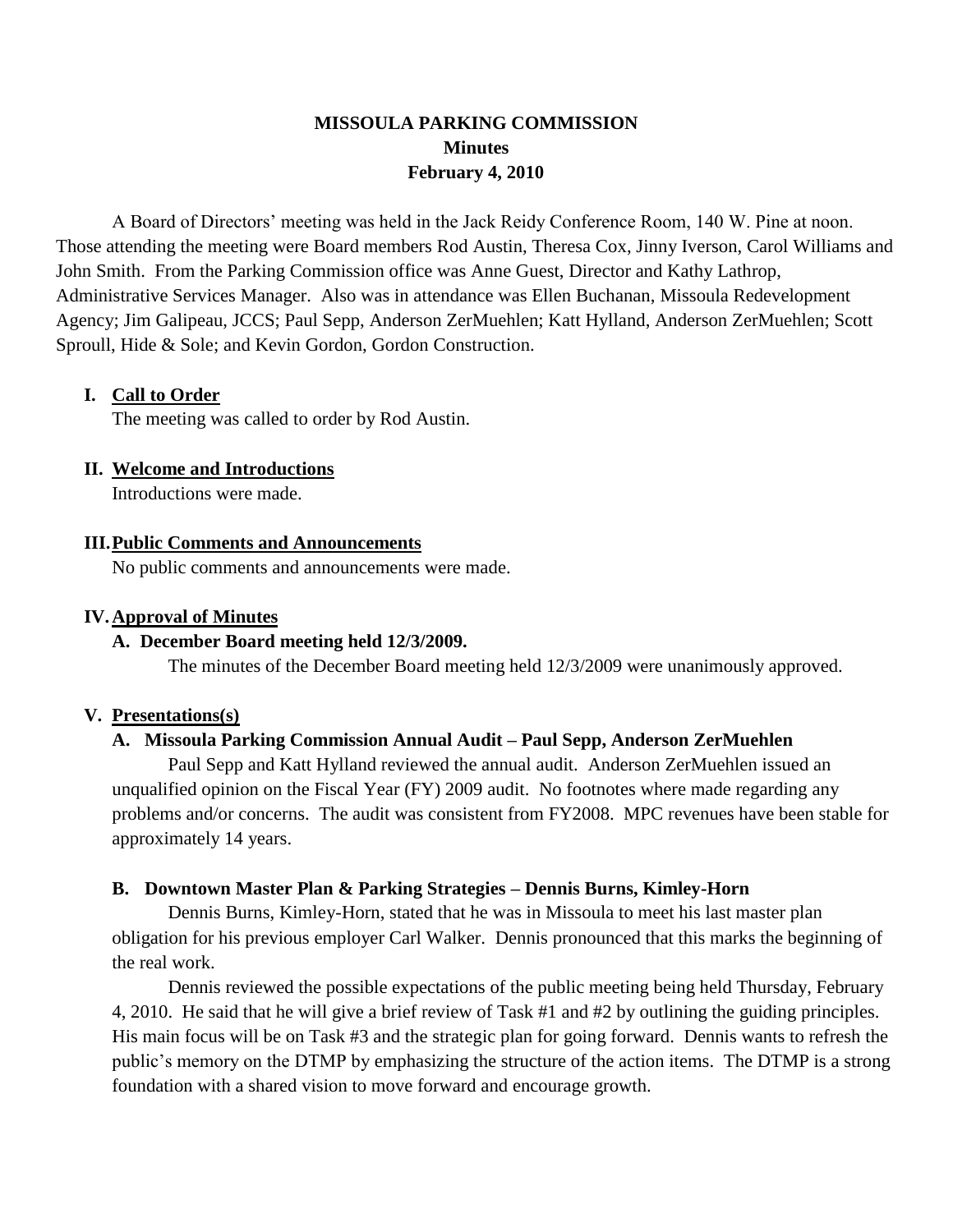# MISSOULA PARKING COMMISSION
## Minutes
### February 4, 2010

A Board of Directors' meeting was held in the Jack Reidy Conference Room, 140 W. Pine at noon. Those attending the meeting were Board members Rod Austin, Theresa Cox, Jinny Iverson, Carol Williams and John Smith. From the Parking Commission office was Anne Guest, Director and Kathy Lathrop, Administrative Services Manager. Also was in attendance was Ellen Buchanan, Missoula Redevelopment Agency; Jim Galipeau, JCCS; Paul Sepp, Anderson ZerMuehlen; Katt Hylland, Anderson ZerMuehlen; Scott Sproull, Hide & Sole; and Kevin Gordon, Gordon Construction.

**I. Call to Order**

The meeting was called to order by Rod Austin.

**II. Welcome and Introductions**

Introductions were made.

**III. Public Comments and Announcements**

No public comments and announcements were made.

**IV. Approval of Minutes**

**A. December Board meeting held 12/3/2009.**

The minutes of the December Board meeting held 12/3/2009 were unanimously approved.

**V. Presentations(s)**

**A. Missoula Parking Commission Annual Audit – Paul Sepp, Anderson ZerMuehlen**

Paul Sepp and Katt Hylland reviewed the annual audit. Anderson ZerMuehlen issued an unqualified opinion on the Fiscal Year (FY) 2009 audit. No footnotes where made regarding any problems and/or concerns. The audit was consistent from FY2008. MPC revenues have been stable for approximately 14 years.

**B. Downtown Master Plan & Parking Strategies – Dennis Burns, Kimley-Horn**

Dennis Burns, Kimley-Horn, stated that he was in Missoula to meet his last master plan obligation for his previous employer Carl Walker. Dennis pronounced that this marks the beginning of the real work.

Dennis reviewed the possible expectations of the public meeting being held Thursday, February 4, 2010. He said that he will give a brief review of Task #1 and #2 by outlining the guiding principles. His main focus will be on Task #3 and the strategic plan for going forward. Dennis wants to refresh the public's memory on the DTMP by emphasizing the structure of the action items. The DTMP is a strong foundation with a shared vision to move forward and encourage growth.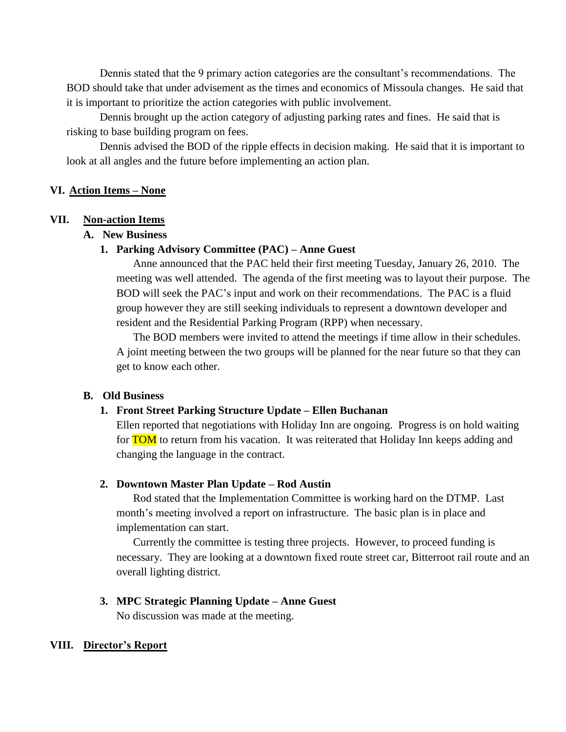Dennis stated that the 9 primary action categories are the consultant's recommendations. The BOD should take that under advisement as the times and economics of Missoula changes. He said that it is important to prioritize the action categories with public involvement.

Dennis brought up the action category of adjusting parking rates and fines. He said that is risking to base building program on fees.

Dennis advised the BOD of the ripple effects in decision making. He said that it is important to look at all angles and the future before implementing an action plan.

## VI. Action Items – None

## VII. Non-action Items

### A. New Business

#### 1. Parking Advisory Committee (PAC) – Anne Guest

Anne announced that the PAC held their first meeting Tuesday, January 26, 2010. The meeting was well attended. The agenda of the first meeting was to layout their purpose. The BOD will seek the PAC's input and work on their recommendations. The PAC is a fluid group however they are still seeking individuals to represent a downtown developer and resident and the Residential Parking Program (RPP) when necessary.

The BOD members were invited to attend the meetings if time allow in their schedules. A joint meeting between the two groups will be planned for the near future so that they can get to know each other.

### B. Old Business

#### 1. Front Street Parking Structure Update – Ellen Buchanan

Ellen reported that negotiations with Holiday Inn are ongoing. Progress is on hold waiting for TOM to return from his vacation. It was reiterated that Holiday Inn keeps adding and changing the language in the contract.

#### 2. Downtown Master Plan Update – Rod Austin

Rod stated that the Implementation Committee is working hard on the DTMP. Last month's meeting involved a report on infrastructure. The basic plan is in place and implementation can start.

Currently the committee is testing three projects. However, to proceed funding is necessary. They are looking at a downtown fixed route street car, Bitterroot rail route and an overall lighting district.

#### 3. MPC Strategic Planning Update – Anne Guest

No discussion was made at the meeting.

## VIII. Director's Report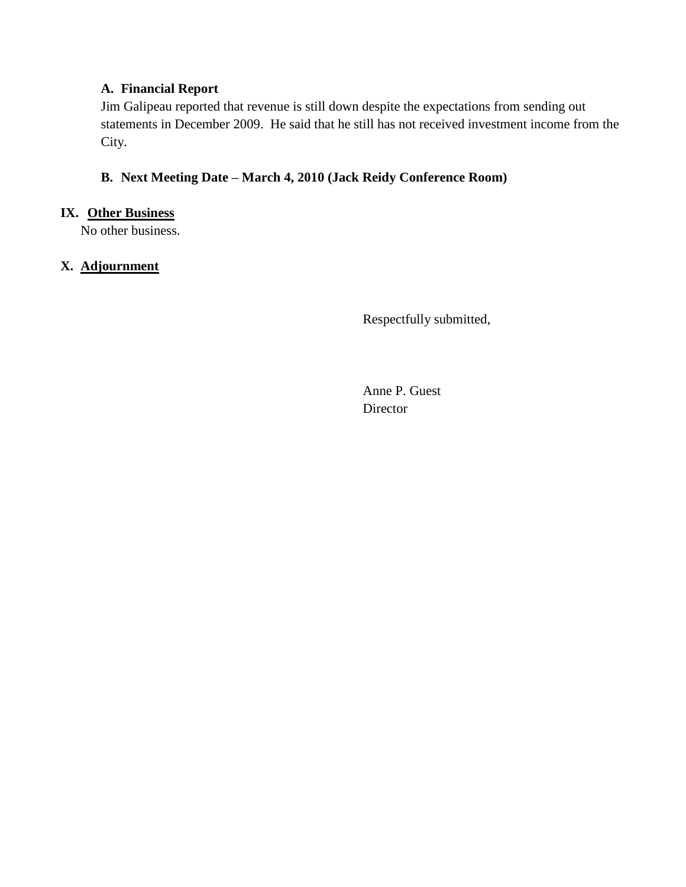**A. Financial Report**

Jim Galipeau reported that revenue is still down despite the expectations from sending out statements in December 2009. He said that he still has not received investment income from the City.

**B. Next Meeting Date – March 4, 2010 (Jack Reidy Conference Room)**

## IX. Other Business

No other business.

## X. Adjournment

Respectfully submitted,

Anne P. Guest
Director